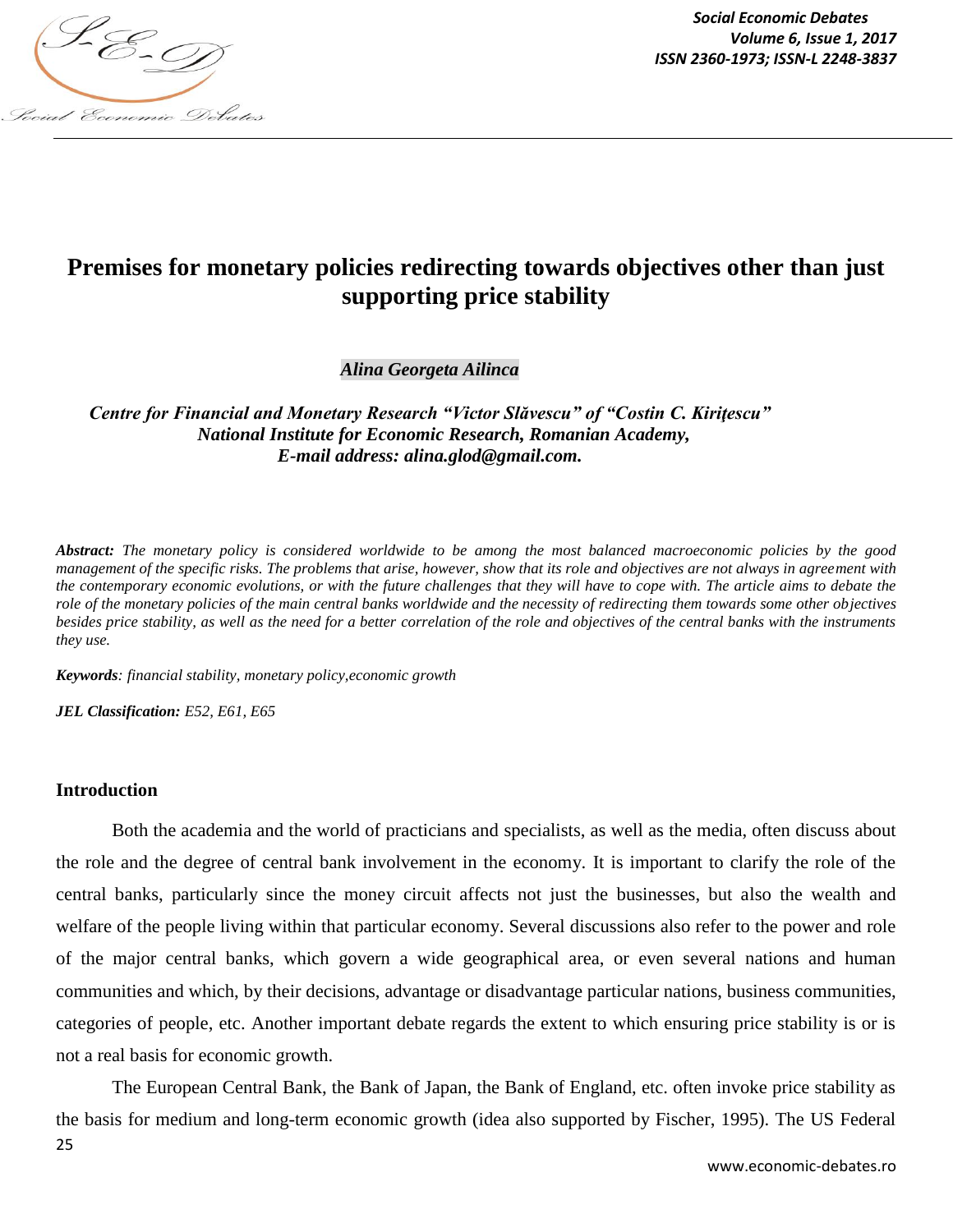# Premises for monetary policies redirecting towards objectives other than just supporting price stability

*Alina Georgeta Ailinca*

***Centre for Financial and Monetary Research "Victor Slăvescu" of "Costin C. Kiriţescu" National Institute for Economic Research, Romanian Academy, E-mail address: alina.glod@gmail.com.***

***Abstract:*** *The monetary policy is considered worldwide to be among the most balanced macroeconomic policies by the good management of the specific risks. The problems that arise, however, show that its role and objectives are not always in agreement with the contemporary economic evolutions, or with the future challenges that they will have to cope with. The article aims to debate the role of the monetary policies of the main central banks worldwide and the necessity of redirecting them towards some other objectives besides price stability, as well as the need for a better correlation of the role and objectives of the central banks with the instruments they use.*

***Keywords****: financial stability, monetary policy,economic growth*

***JEL Classification:*** *E52, E61, E65*

## Introduction

Both the academia and the world of practicians and specialists, as well as the media, often discuss about the role and the degree of central bank involvement in the economy. It is important to clarify the role of the central banks, particularly since the money circuit affects not just the businesses, but also the wealth and welfare of the people living within that particular economy. Several discussions also refer to the power and role of the major central banks, which govern a wide geographical area, or even several nations and human communities and which, by their decisions, advantage or disadvantage particular nations, business communities, categories of people, etc. Another important debate regards the extent to which ensuring price stability is or is not a real basis for economic growth.

The European Central Bank, the Bank of Japan, the Bank of England, etc. often invoke price stability as the basis for medium and long-term economic growth (idea also supported by Fischer, 1995). The US Federal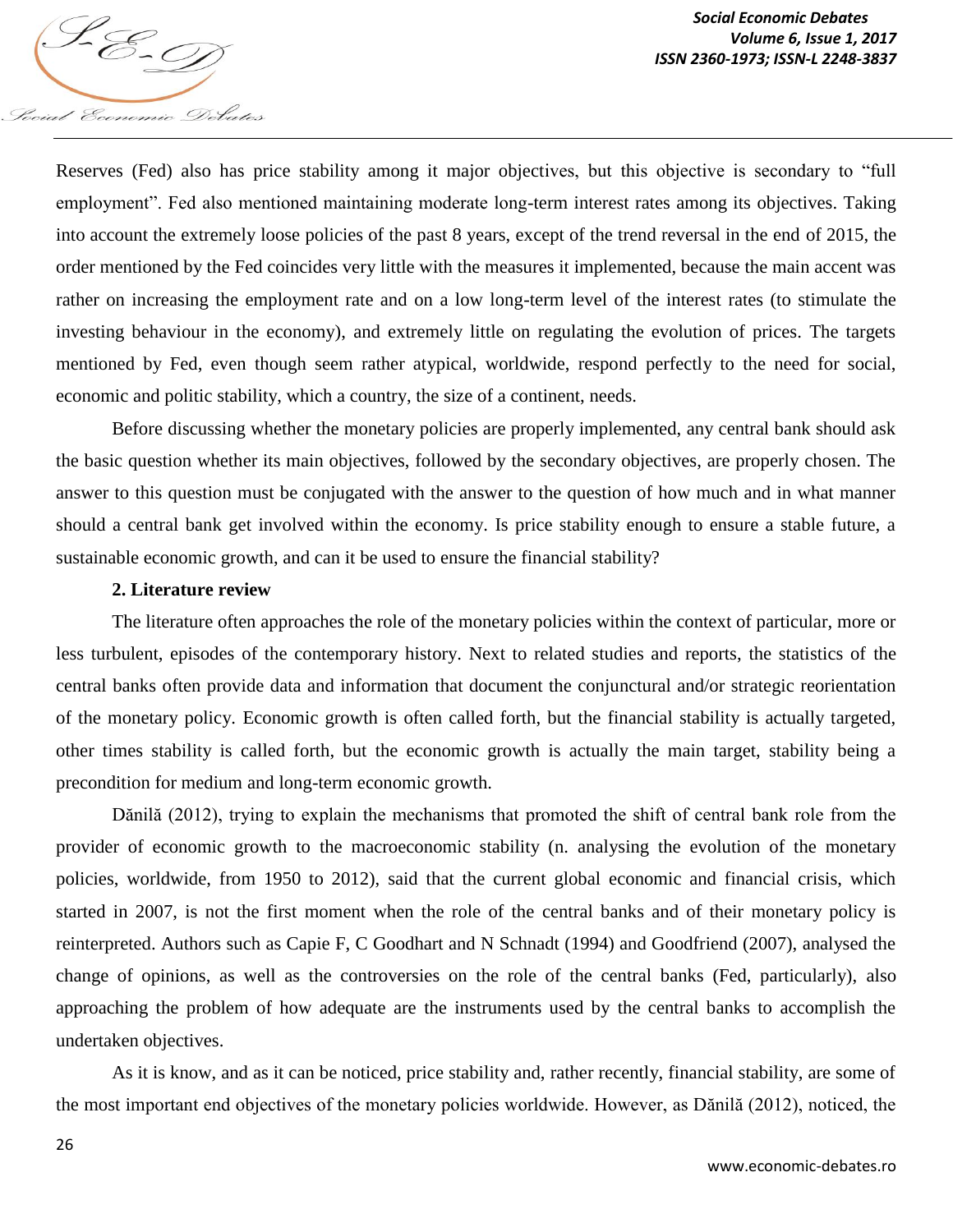Reserves (Fed) also has price stability among it major objectives, but this objective is secondary to "full employment". Fed also mentioned maintaining moderate long-term interest rates among its objectives. Taking into account the extremely loose policies of the past 8 years, except of the trend reversal in the end of 2015, the order mentioned by the Fed coincides very little with the measures it implemented, because the main accent was rather on increasing the employment rate and on a low long-term level of the interest rates (to stimulate the investing behaviour in the economy), and extremely little on regulating the evolution of prices. The targets mentioned by Fed, even though seem rather atypical, worldwide, respond perfectly to the need for social, economic and politic stability, which a country, the size of a continent, needs.

Before discussing whether the monetary policies are properly implemented, any central bank should ask the basic question whether its main objectives, followed by the secondary objectives, are properly chosen. The answer to this question must be conjugated with the answer to the question of how much and in what manner should a central bank get involved within the economy. Is price stability enough to ensure a stable future, a sustainable economic growth, and can it be used to ensure the financial stability?

## 2. Literature review

The literature often approaches the role of the monetary policies within the context of particular, more or less turbulent, episodes of the contemporary history. Next to related studies and reports, the statistics of the central banks often provide data and information that document the conjunctural and/or strategic reorientation of the monetary policy. Economic growth is often called forth, but the financial stability is actually targeted, other times stability is called forth, but the economic growth is actually the main target, stability being a precondition for medium and long-term economic growth.

Dănilă (2012), trying to explain the mechanisms that promoted the shift of central bank role from the provider of economic growth to the macroeconomic stability (n. analysing the evolution of the monetary policies, worldwide, from 1950 to 2012), said that the current global economic and financial crisis, which started in 2007, is not the first moment when the role of the central banks and of their monetary policy is reinterpreted. Authors such as Capie F, C Goodhart and N Schnadt (1994) and Goodfriend (2007), analysed the change of opinions, as well as the controversies on the role of the central banks (Fed, particularly), also approaching the problem of how adequate are the instruments used by the central banks to accomplish the undertaken objectives.

As it is know, and as it can be noticed, price stability and, rather recently, financial stability, are some of the most important end objectives of the monetary policies worldwide. However, as Dănilă (2012), noticed, the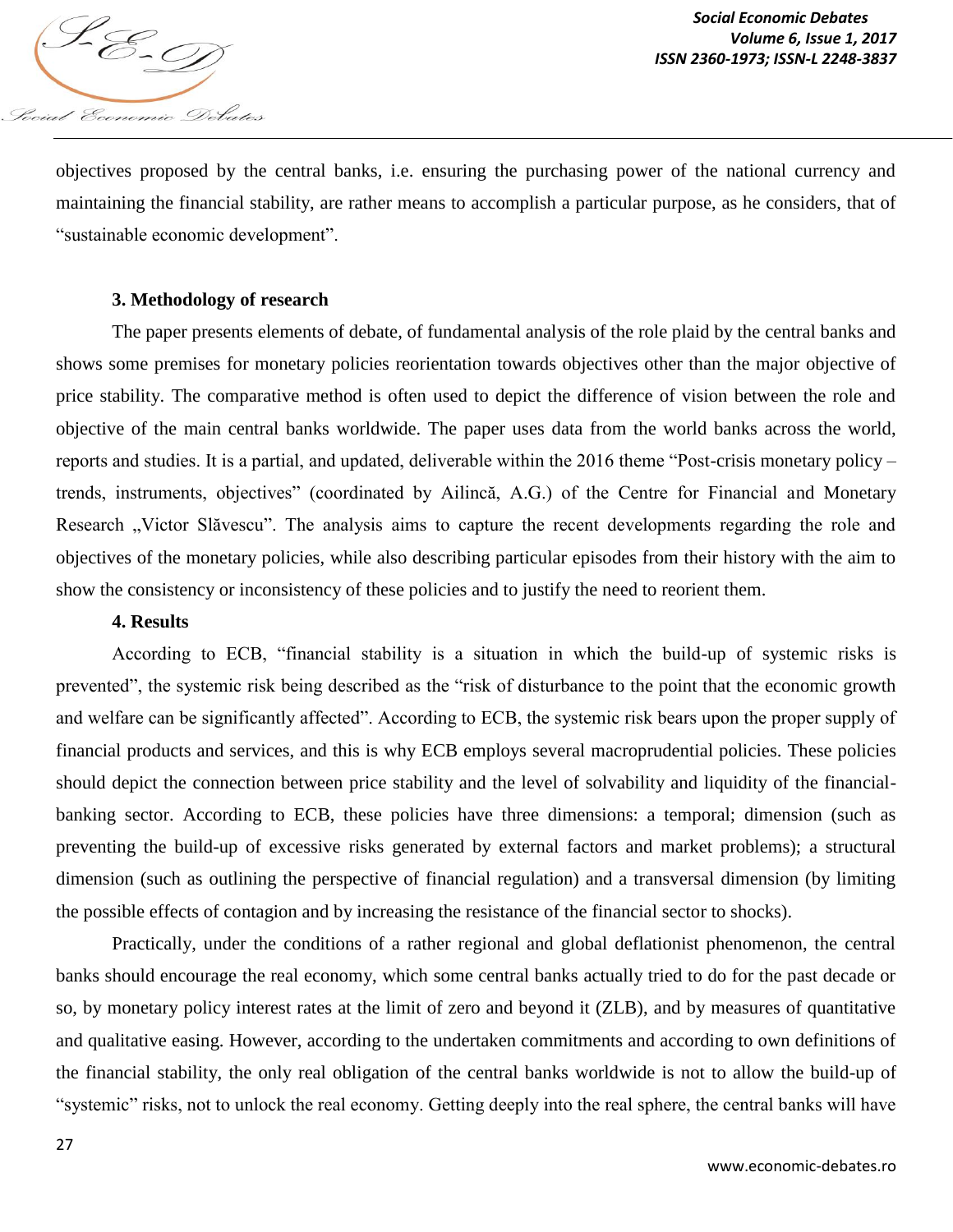objectives proposed by the central banks, i.e. ensuring the purchasing power of the national currency and maintaining the financial stability, are rather means to accomplish a particular purpose, as he considers, that of "sustainable economic development".

### 3. Methodology of research

The paper presents elements of debate, of fundamental analysis of the role plaid by the central banks and shows some premises for monetary policies reorientation towards objectives other than the major objective of price stability. The comparative method is often used to depict the difference of vision between the role and objective of the main central banks worldwide. The paper uses data from the world banks across the world, reports and studies. It is a partial, and updated, deliverable within the 2016 theme "Post-crisis monetary policy – trends, instruments, objectives" (coordinated by Ailincă, A.G.) of the Centre for Financial and Monetary Research „Victor Slăvescu". The analysis aims to capture the recent developments regarding the role and objectives of the monetary policies, while also describing particular episodes from their history with the aim to show the consistency or inconsistency of these policies and to justify the need to reorient them.

### 4. Results

According to ECB, "financial stability is a situation in which the build-up of systemic risks is prevented", the systemic risk being described as the "risk of disturbance to the point that the economic growth and welfare can be significantly affected". According to ECB, the systemic risk bears upon the proper supply of financial products and services, and this is why ECB employs several macroprudential policies. These policies should depict the connection between price stability and the level of solvability and liquidity of the financial-banking sector. According to ECB, these policies have three dimensions: a temporal; dimension (such as preventing the build-up of excessive risks generated by external factors and market problems); a structural dimension (such as outlining the perspective of financial regulation) and a transversal dimension (by limiting the possible effects of contagion and by increasing the resistance of the financial sector to shocks).

Practically, under the conditions of a rather regional and global deflationist phenomenon, the central banks should encourage the real economy, which some central banks actually tried to do for the past decade or so, by monetary policy interest rates at the limit of zero and beyond it (ZLB), and by measures of quantitative and qualitative easing. However, according to the undertaken commitments and according to own definitions of the financial stability, the only real obligation of the central banks worldwide is not to allow the build-up of "systemic" risks, not to unlock the real economy. Getting deeply into the real sphere, the central banks will have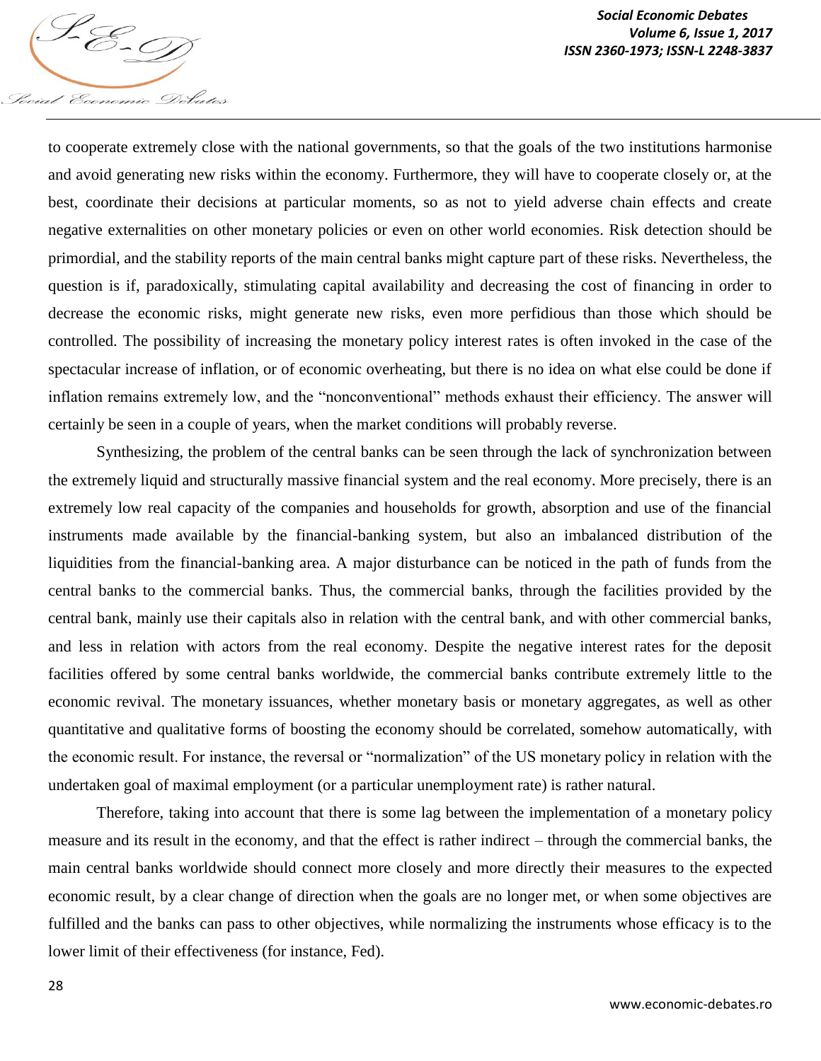to cooperate extremely close with the national governments, so that the goals of the two institutions harmonise and avoid generating new risks within the economy. Furthermore, they will have to cooperate closely or, at the best, coordinate their decisions at particular moments, so as not to yield adverse chain effects and create negative externalities on other monetary policies or even on other world economies. Risk detection should be primordial, and the stability reports of the main central banks might capture part of these risks. Nevertheless, the question is if, paradoxically, stimulating capital availability and decreasing the cost of financing in order to decrease the economic risks, might generate new risks, even more perfidious than those which should be controlled. The possibility of increasing the monetary policy interest rates is often invoked in the case of the spectacular increase of inflation, or of economic overheating, but there is no idea on what else could be done if inflation remains extremely low, and the "nonconventional" methods exhaust their efficiency. The answer will certainly be seen in a couple of years, when the market conditions will probably reverse.

Synthesizing, the problem of the central banks can be seen through the lack of synchronization between the extremely liquid and structurally massive financial system and the real economy. More precisely, there is an extremely low real capacity of the companies and households for growth, absorption and use of the financial instruments made available by the financial-banking system, but also an imbalanced distribution of the liquidities from the financial-banking area. A major disturbance can be noticed in the path of funds from the central banks to the commercial banks. Thus, the commercial banks, through the facilities provided by the central bank, mainly use their capitals also in relation with the central bank, and with other commercial banks, and less in relation with actors from the real economy. Despite the negative interest rates for the deposit facilities offered by some central banks worldwide, the commercial banks contribute extremely little to the economic revival. The monetary issuances, whether monetary basis or monetary aggregates, as well as other quantitative and qualitative forms of boosting the economy should be correlated, somehow automatically, with the economic result. For instance, the reversal or "normalization" of the US monetary policy in relation with the undertaken goal of maximal employment (or a particular unemployment rate) is rather natural.

Therefore, taking into account that there is some lag between the implementation of a monetary policy measure and its result in the economy, and that the effect is rather indirect – through the commercial banks, the main central banks worldwide should connect more closely and more directly their measures to the expected economic result, by a clear change of direction when the goals are no longer met, or when some objectives are fulfilled and the banks can pass to other objectives, while normalizing the instruments whose efficacy is to the lower limit of their effectiveness (for instance, Fed).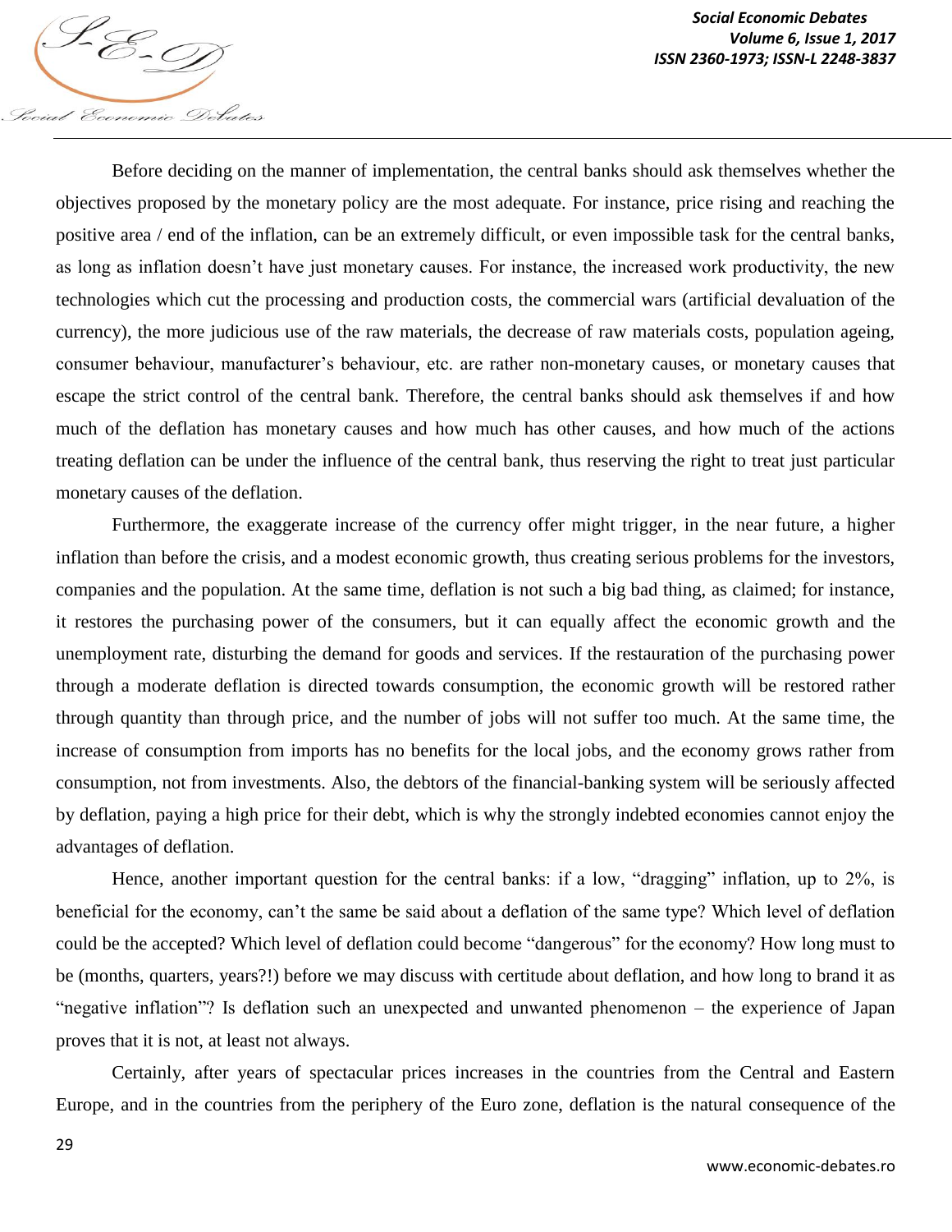Before deciding on the manner of implementation, the central banks should ask themselves whether the objectives proposed by the monetary policy are the most adequate. For instance, price rising and reaching the positive area / end of the inflation, can be an extremely difficult, or even impossible task for the central banks, as long as inflation doesn't have just monetary causes. For instance, the increased work productivity, the new technologies which cut the processing and production costs, the commercial wars (artificial devaluation of the currency), the more judicious use of the raw materials, the decrease of raw materials costs, population ageing, consumer behaviour, manufacturer's behaviour, etc. are rather non-monetary causes, or monetary causes that escape the strict control of the central bank. Therefore, the central banks should ask themselves if and how much of the deflation has monetary causes and how much has other causes, and how much of the actions treating deflation can be under the influence of the central bank, thus reserving the right to treat just particular monetary causes of the deflation.

Furthermore, the exaggerate increase of the currency offer might trigger, in the near future, a higher inflation than before the crisis, and a modest economic growth, thus creating serious problems for the investors, companies and the population. At the same time, deflation is not such a big bad thing, as claimed; for instance, it restores the purchasing power of the consumers, but it can equally affect the economic growth and the unemployment rate, disturbing the demand for goods and services. If the restauration of the purchasing power through a moderate deflation is directed towards consumption, the economic growth will be restored rather through quantity than through price, and the number of jobs will not suffer too much. At the same time, the increase of consumption from imports has no benefits for the local jobs, and the economy grows rather from consumption, not from investments. Also, the debtors of the financial-banking system will be seriously affected by deflation, paying a high price for their debt, which is why the strongly indebted economies cannot enjoy the advantages of deflation.

Hence, another important question for the central banks: if a low, "dragging" inflation, up to 2%, is beneficial for the economy, can't the same be said about a deflation of the same type? Which level of deflation could be the accepted? Which level of deflation could become "dangerous" for the economy? How long must to be (months, quarters, years?!) before we may discuss with certitude about deflation, and how long to brand it as "negative inflation"? Is deflation such an unexpected and unwanted phenomenon – the experience of Japan proves that it is not, at least not always.

Certainly, after years of spectacular prices increases in the countries from the Central and Eastern Europe, and in the countries from the periphery of the Euro zone, deflation is the natural consequence of the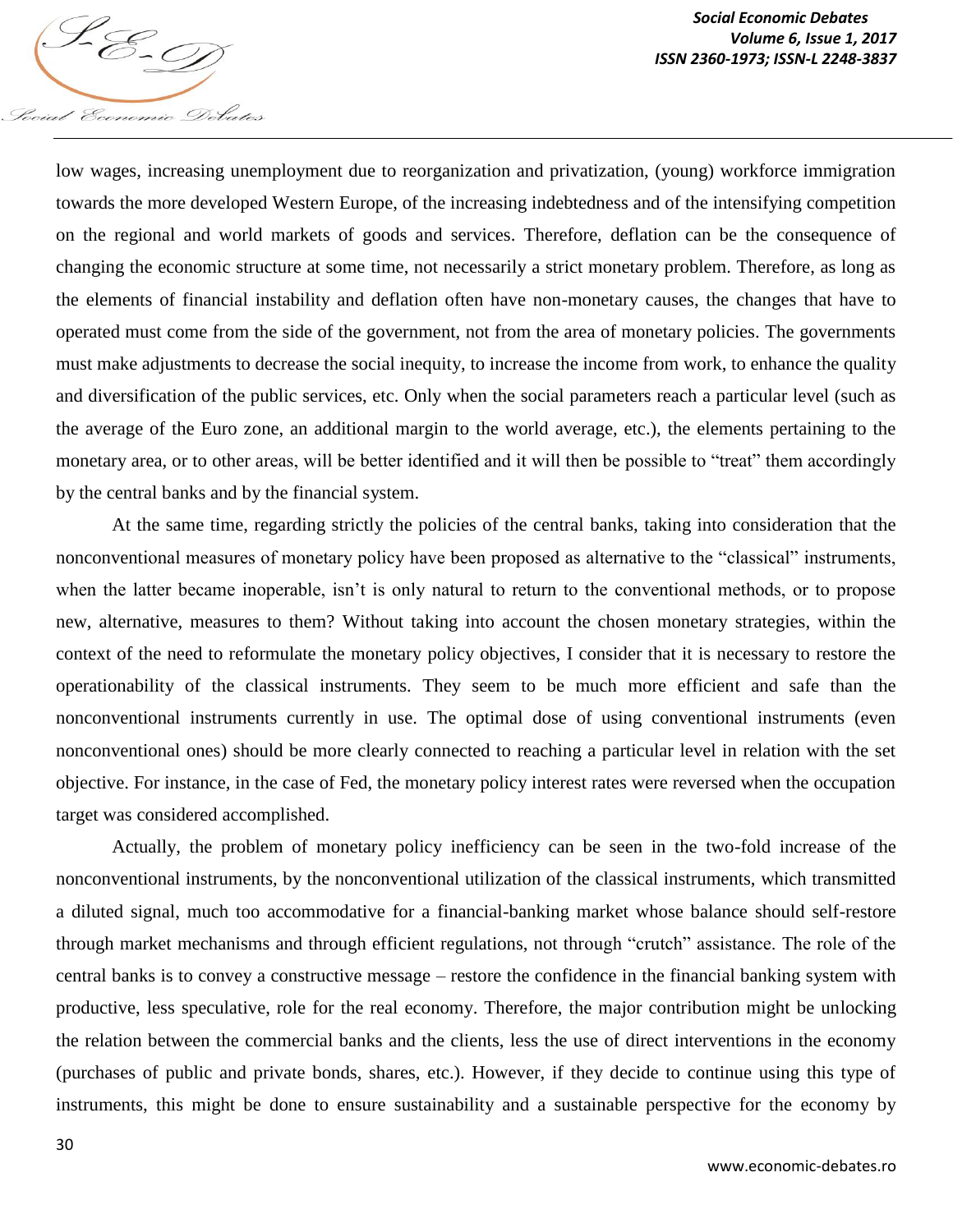low wages, increasing unemployment due to reorganization and privatization, (young) workforce immigration towards the more developed Western Europe, of the increasing indebtedness and of the intensifying competition on the regional and world markets of goods and services. Therefore, deflation can be the consequence of changing the economic structure at some time, not necessarily a strict monetary problem. Therefore, as long as the elements of financial instability and deflation often have non-monetary causes, the changes that have to operated must come from the side of the government, not from the area of monetary policies. The governments must make adjustments to decrease the social inequity, to increase the income from work, to enhance the quality and diversification of the public services, etc. Only when the social parameters reach a particular level (such as the average of the Euro zone, an additional margin to the world average, etc.), the elements pertaining to the monetary area, or to other areas, will be better identified and it will then be possible to "treat" them accordingly by the central banks and by the financial system.

At the same time, regarding strictly the policies of the central banks, taking into consideration that the nonconventional measures of monetary policy have been proposed as alternative to the "classical" instruments, when the latter became inoperable, isn't is only natural to return to the conventional methods, or to propose new, alternative, measures to them? Without taking into account the chosen monetary strategies, within the context of the need to reformulate the monetary policy objectives, I consider that it is necessary to restore the operationability of the classical instruments. They seem to be much more efficient and safe than the nonconventional instruments currently in use. The optimal dose of using conventional instruments (even nonconventional ones) should be more clearly connected to reaching a particular level in relation with the set objective. For instance, in the case of Fed, the monetary policy interest rates were reversed when the occupation target was considered accomplished.

Actually, the problem of monetary policy inefficiency can be seen in the two-fold increase of the nonconventional instruments, by the nonconventional utilization of the classical instruments, which transmitted a diluted signal, much too accommodative for a financial-banking market whose balance should self-restore through market mechanisms and through efficient regulations, not through "crutch" assistance. The role of the central banks is to convey a constructive message – restore the confidence in the financial banking system with productive, less speculative, role for the real economy. Therefore, the major contribution might be unlocking the relation between the commercial banks and the clients, less the use of direct interventions in the economy (purchases of public and private bonds, shares, etc.). However, if they decide to continue using this type of instruments, this might be done to ensure sustainability and a sustainable perspective for the economy by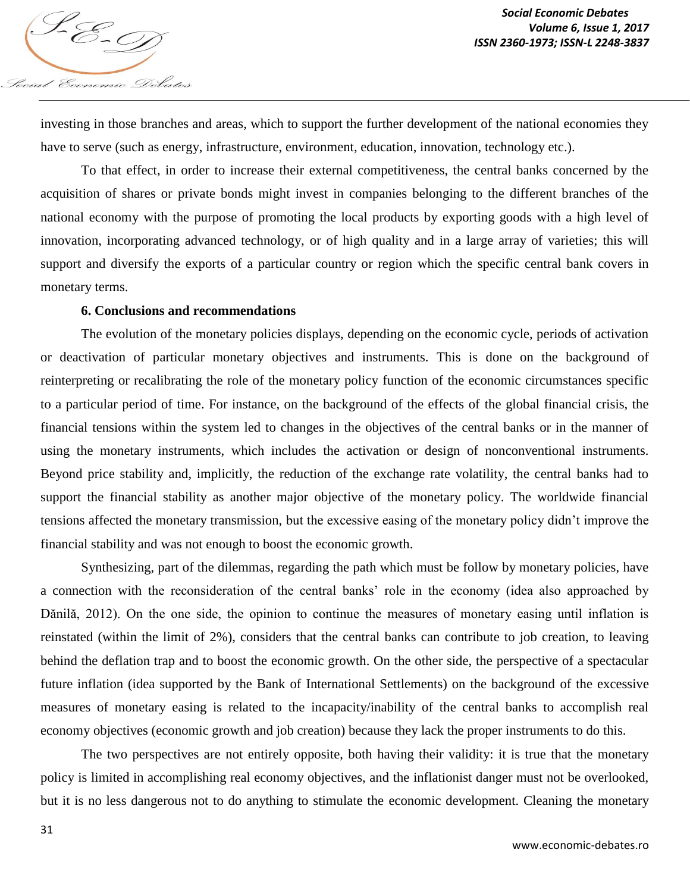investing in those branches and areas, which to support the further development of the national economies they have to serve (such as energy, infrastructure, environment, education, innovation, technology etc.).

To that effect, in order to increase their external competitiveness, the central banks concerned by the acquisition of shares or private bonds might invest in companies belonging to the different branches of the national economy with the purpose of promoting the local products by exporting goods with a high level of innovation, incorporating advanced technology, or of high quality and in a large array of varieties; this will support and diversify the exports of a particular country or region which the specific central bank covers in monetary terms.

## 6. Conclusions and recommendations

The evolution of the monetary policies displays, depending on the economic cycle, periods of activation or deactivation of particular monetary objectives and instruments. This is done on the background of reinterpreting or recalibrating the role of the monetary policy function of the economic circumstances specific to a particular period of time. For instance, on the background of the effects of the global financial crisis, the financial tensions within the system led to changes in the objectives of the central banks or in the manner of using the monetary instruments, which includes the activation or design of nonconventional instruments. Beyond price stability and, implicitly, the reduction of the exchange rate volatility, the central banks had to support the financial stability as another major objective of the monetary policy. The worldwide financial tensions affected the monetary transmission, but the excessive easing of the monetary policy didn't improve the financial stability and was not enough to boost the economic growth.

Synthesizing, part of the dilemmas, regarding the path which must be follow by monetary policies, have a connection with the reconsideration of the central banks' role in the economy (idea also approached by Dănilă, 2012). On the one side, the opinion to continue the measures of monetary easing until inflation is reinstated (within the limit of 2%), considers that the central banks can contribute to job creation, to leaving behind the deflation trap and to boost the economic growth. On the other side, the perspective of a spectacular future inflation (idea supported by the Bank of International Settlements) on the background of the excessive measures of monetary easing is related to the incapacity/inability of the central banks to accomplish real economy objectives (economic growth and job creation) because they lack the proper instruments to do this.

The two perspectives are not entirely opposite, both having their validity: it is true that the monetary policy is limited in accomplishing real economy objectives, and the inflationist danger must not be overlooked, but it is no less dangerous not to do anything to stimulate the economic development. Cleaning the monetary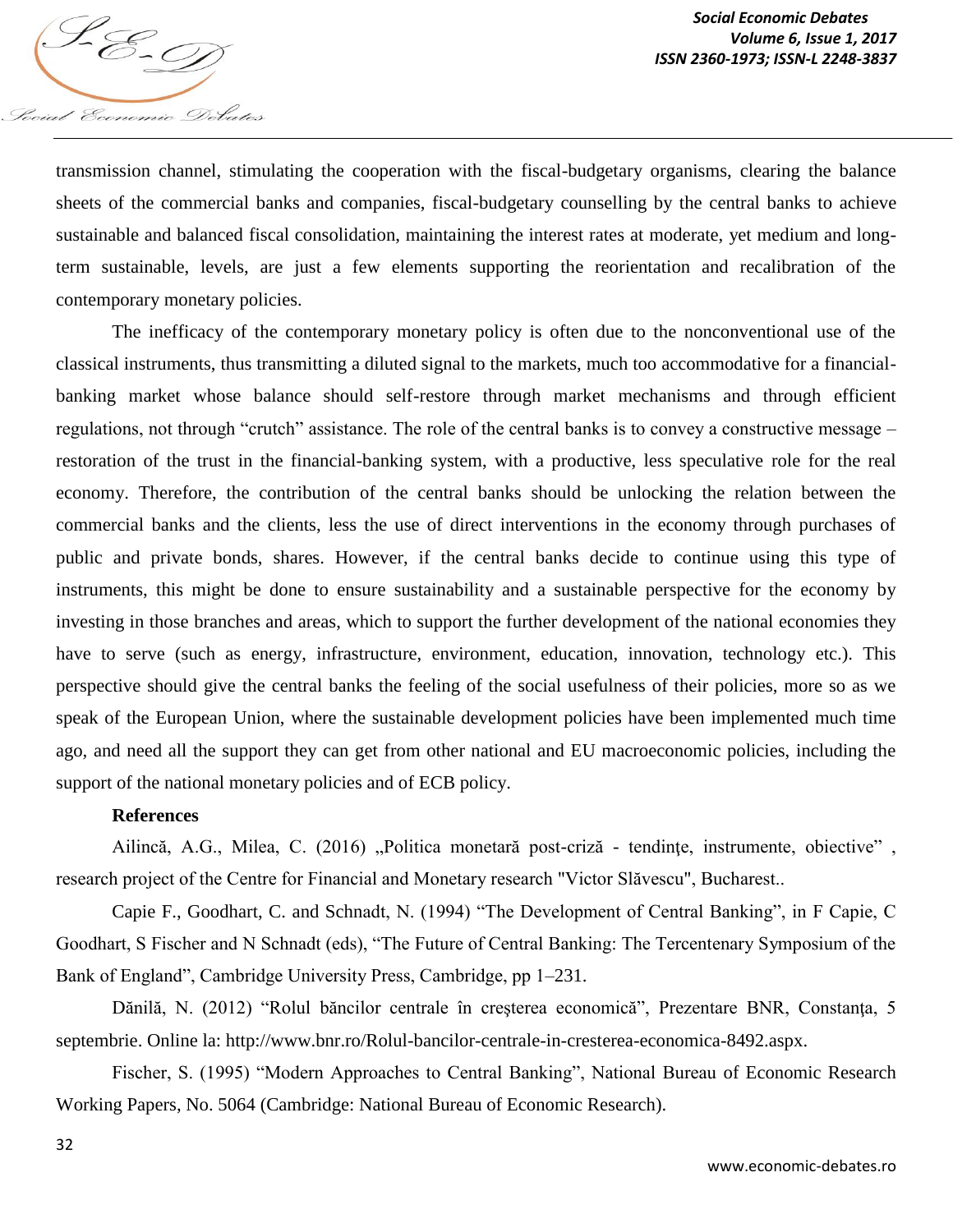transmission channel, stimulating the cooperation with the fiscal-budgetary organisms, clearing the balance sheets of the commercial banks and companies, fiscal-budgetary counselling by the central banks to achieve sustainable and balanced fiscal consolidation, maintaining the interest rates at moderate, yet medium and long-term sustainable, levels, are just a few elements supporting the reorientation and recalibration of the contemporary monetary policies.

The inefficacy of the contemporary monetary policy is often due to the nonconventional use of the classical instruments, thus transmitting a diluted signal to the markets, much too accommodative for a financial-banking market whose balance should self-restore through market mechanisms and through efficient regulations, not through "crutch" assistance. The role of the central banks is to convey a constructive message – restoration of the trust in the financial-banking system, with a productive, less speculative role for the real economy. Therefore, the contribution of the central banks should be unlocking the relation between the commercial banks and the clients, less the use of direct interventions in the economy through purchases of public and private bonds, shares. However, if the central banks decide to continue using this type of instruments, this might be done to ensure sustainability and a sustainable perspective for the economy by investing in those branches and areas, which to support the further development of the national economies they have to serve (such as energy, infrastructure, environment, education, innovation, technology etc.). This perspective should give the central banks the feeling of the social usefulness of their policies, more so as we speak of the European Union, where the sustainable development policies have been implemented much time ago, and need all the support they can get from other national and EU macroeconomic policies, including the support of the national monetary policies and of ECB policy.

**References**

Ailincă, A.G., Milea, C. (2016) „Politica monetară post-criză - tendințe, instrumente, obiective" , research project of the Centre for Financial and Monetary research "Victor Slăvescu", Bucharest..

Capie F., Goodhart, C. and Schnadt, N. (1994) "The Development of Central Banking", in F Capie, C Goodhart, S Fischer and N Schnadt (eds), "The Future of Central Banking: The Tercentenary Symposium of the Bank of England", Cambridge University Press, Cambridge, pp 1–231.

Dănilă, N. (2012) "Rolul băncilor centrale în creşterea economică", Prezentare BNR, Constanța, 5 septembrie. Online la: http://www.bnr.ro/Rolul-bancilor-centrale-in-cresterea-economica-8492.aspx.

Fischer, S. (1995) "Modern Approaches to Central Banking", National Bureau of Economic Research Working Papers, No. 5064 (Cambridge: National Bureau of Economic Research).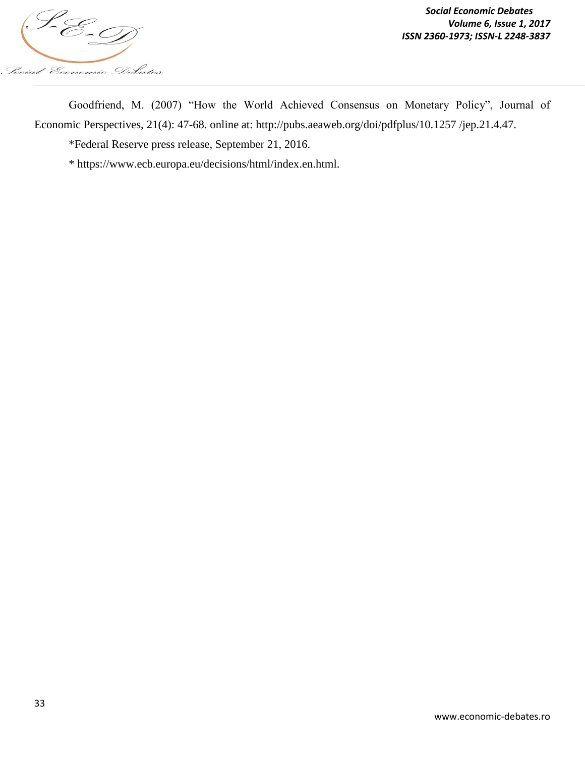Goodfriend, M. (2007) "How the World Achieved Consensus on Monetary Policy", Journal of Economic Perspectives, 21(4): 47-68. online at: http://pubs.aeaweb.org/doi/pdfplus/10.1257 /jep.21.4.47.

*Federal Reserve press release, September 21, 2016.

* https://www.ecb.europa.eu/decisions/html/index.en.html.